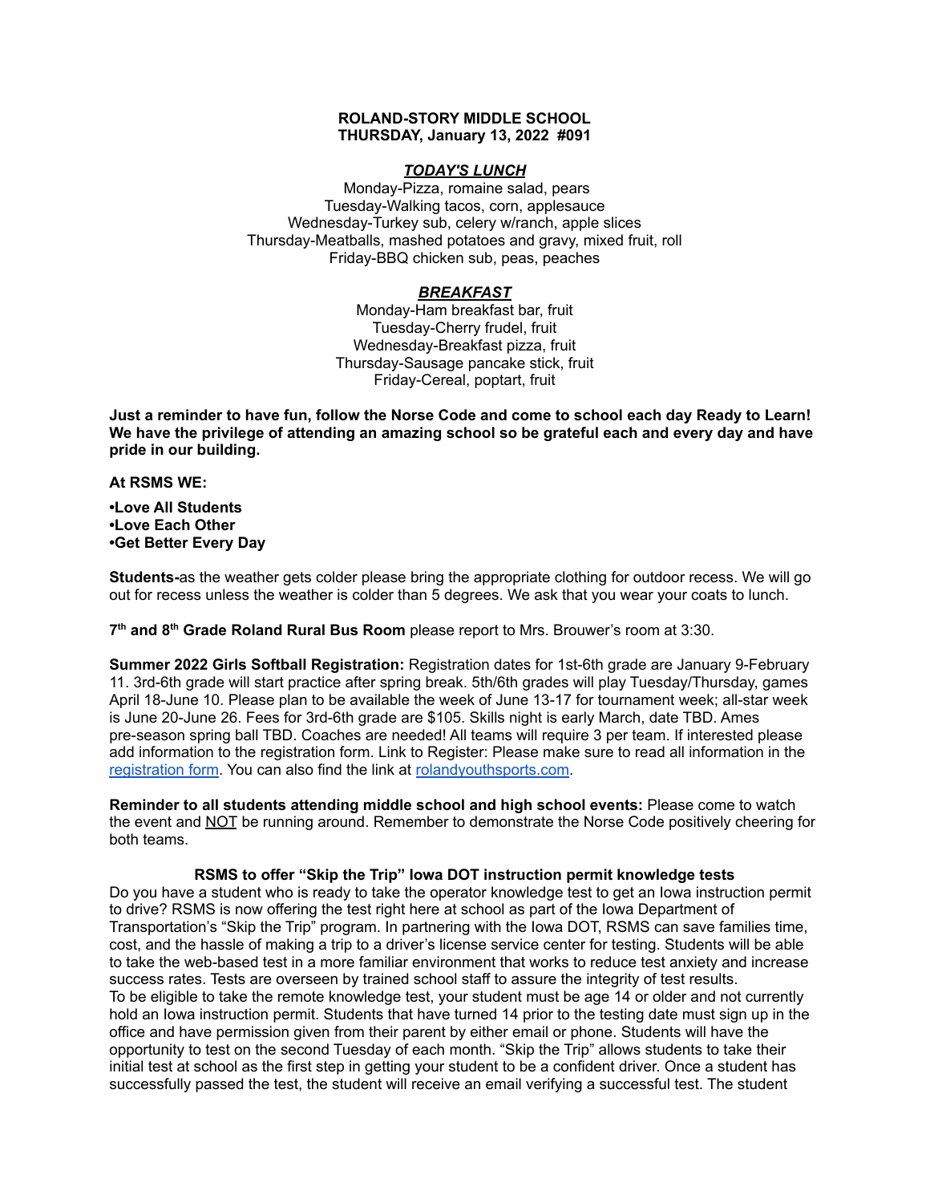**ROLAND-STORY MIDDLE SCHOOL**
**THURSDAY, January 13, 2022 #091**

***TODAY'S LUNCH***

Monday-Pizza, romaine salad, pears
Tuesday-Walking tacos, corn, applesauce
Wednesday-Turkey sub, celery w/ranch, apple slices
Thursday-Meatballs, mashed potatoes and gravy, mixed fruit, roll
Friday-BBQ chicken sub, peas, peaches

***BREAKFAST***

Monday-Ham breakfast bar, fruit
Tuesday-Cherry frudel, fruit
Wednesday-Breakfast pizza, fruit
Thursday-Sausage pancake stick, fruit
Friday-Cereal, poptart, fruit

**Just a reminder to have fun, follow the Norse Code and come to school each day Ready to Learn! We have the privilege of attending an amazing school so be grateful each and every day and have pride in our building.**

**At RSMS WE:**

**•Love All Students**
**•Love Each Other**
**•Get Better Every Day**

**Students-**as the weather gets colder please bring the appropriate clothing for outdoor recess. We will go out for recess unless the weather is colder than 5 degrees. We ask that you wear your coats to lunch.

**7th and 8th Grade Roland Rural Bus Room** please report to Mrs. Brouwer's room at 3:30.

**Summer 2022 Girls Softball Registration:** Registration dates for 1st-6th grade are January 9-February 11. 3rd-6th grade will start practice after spring break. 5th/6th grades will play Tuesday/Thursday, games April 18-June 10. Please plan to be available the week of June 13-17 for tournament week; all-star week is June 20-June 26. Fees for 3rd-6th grade are $105. Skills night is early March, date TBD. Ames pre-season spring ball TBD. Coaches are needed! All teams will require 3 per team. If interested please add information to the registration form. Link to Register: Please make sure to read all information in the registration form. You can also find the link at rolandyouthsports.com.

**Reminder to all students attending middle school and high school events:** Please come to watch the event and NOT be running around. Remember to demonstrate the Norse Code positively cheering for both teams.

**RSMS to offer "Skip the Trip" Iowa DOT instruction permit knowledge tests**

Do you have a student who is ready to take the operator knowledge test to get an Iowa instruction permit to drive? RSMS is now offering the test right here at school as part of the Iowa Department of Transportation's "Skip the Trip" program. In partnering with the Iowa DOT, RSMS can save families time, cost, and the hassle of making a trip to a driver's license service center for testing. Students will be able to take the web-based test in a more familiar environment that works to reduce test anxiety and increase success rates. Tests are overseen by trained school staff to assure the integrity of test results.
To be eligible to take the remote knowledge test, your student must be age 14 or older and not currently hold an Iowa instruction permit. Students that have turned 14 prior to the testing date must sign up in the office and have permission given from their parent by either email or phone. Students will have the opportunity to test on the second Tuesday of each month. "Skip the Trip" allows students to take their initial test at school as the first step in getting your student to be a confident driver. Once a student has successfully passed the test, the student will receive an email verifying a successful test. The student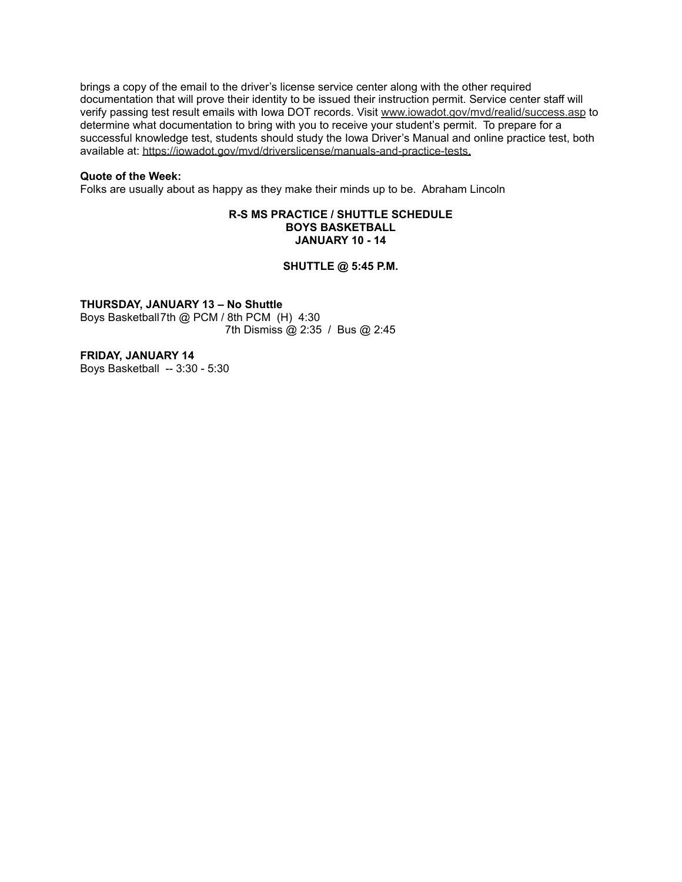brings a copy of the email to the driver's license service center along with the other required documentation that will prove their identity to be issued their instruction permit. Service center staff will verify passing test result emails with Iowa DOT records. Visit www.iowadot.gov/mvd/realid/success.asp to determine what documentation to bring with you to receive your student's permit. To prepare for a successful knowledge test, students should study the Iowa Driver's Manual and online practice test, both available at: https://iowadot.gov/mvd/driverslicense/manuals-and-practice-tests.

**Quote of the Week:**
Folks are usually about as happy as they make their minds up to be. Abraham Lincoln

**R-S MS PRACTICE / SHUTTLE SCHEDULE**
**BOYS BASKETBALL**
**JANUARY 10 - 14**

**SHUTTLE @ 5:45 P.M.**

**THURSDAY, JANUARY 13 – No Shuttle**
Boys Basketball 7th @ PCM / 8th PCM (H) 4:30
7th Dismiss @ 2:35 / Bus @ 2:45

**FRIDAY, JANUARY 14**
Boys Basketball -- 3:30 - 5:30